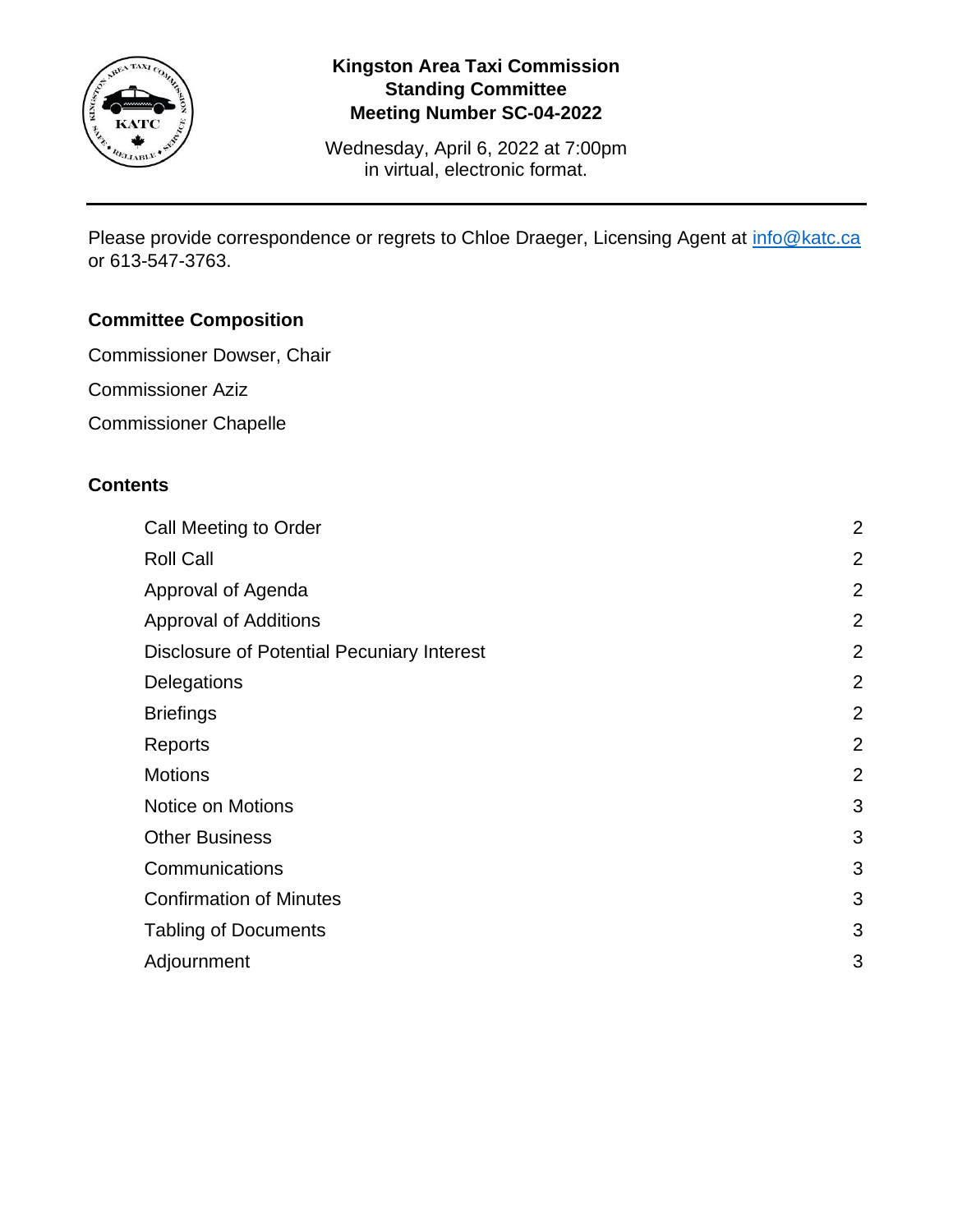# Kingston Area Taxi Commission
## Standing Committee
## Meeting Number SC-04-2022

Wednesday, April 6, 2022 at 7:00pm
in virtual, electronic format.

---

Please provide correspondence or regrets to Chloe Draeger, Licensing Agent at info@katc.ca or 613-547-3763.

### Committee Composition

Commissioner Dowser, Chair

Commissioner Aziz

Commissioner Chapelle

### Contents

| | |
|---|---|
| Call Meeting to Order | 2 |
| Roll Call | 2 |
| Approval of Agenda | 2 |
| Approval of Additions | 2 |
| Disclosure of Potential Pecuniary Interest | 2 |
| Delegations | 2 |
| Briefings | 2 |
| Reports | 2 |
| Motions | 2 |
| Notice on Motions | 3 |
| Other Business | 3 |
| Communications | 3 |
| Confirmation of Minutes | 3 |
| Tabling of Documents | 3 |
| Adjournment | 3 |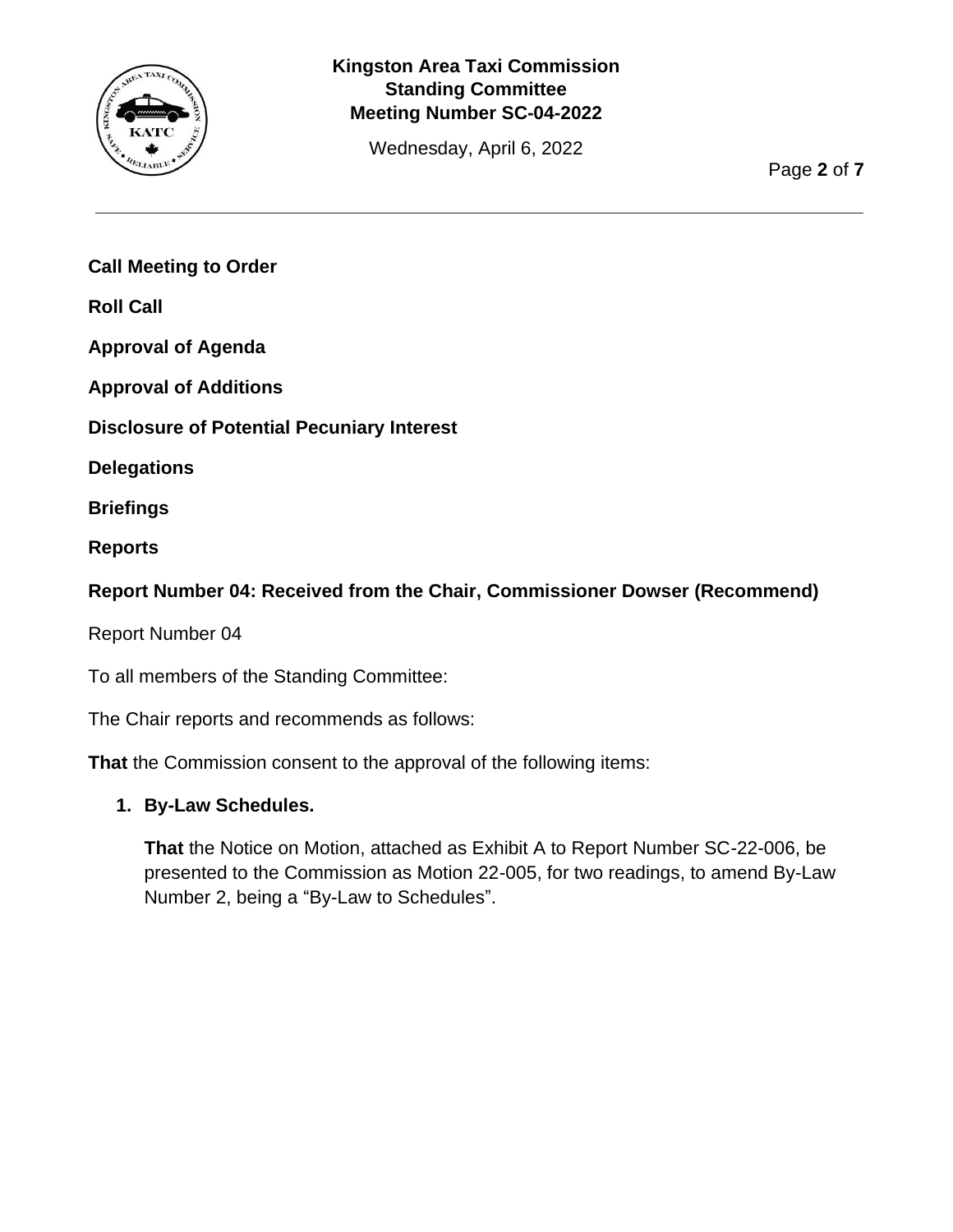**Call Meeting to Order**

**Roll Call**

**Approval of Agenda**

**Approval of Additions**

**Disclosure of Potential Pecuniary Interest**

**Delegations**

**Briefings**

**Reports**

**Report Number 04: Received from the Chair, Commissioner Dowser (Recommend)**

Report Number 04

To all members of the Standing Committee:

The Chair reports and recommends as follows:

**That** the Commission consent to the approval of the following items:

1. **By-Law Schedules.**

   **That** the Notice on Motion, attached as Exhibit A to Report Number SC-22-006, be presented to the Commission as Motion 22-005, for two readings, to amend By-Law Number 2, being a "By-Law to Schedules".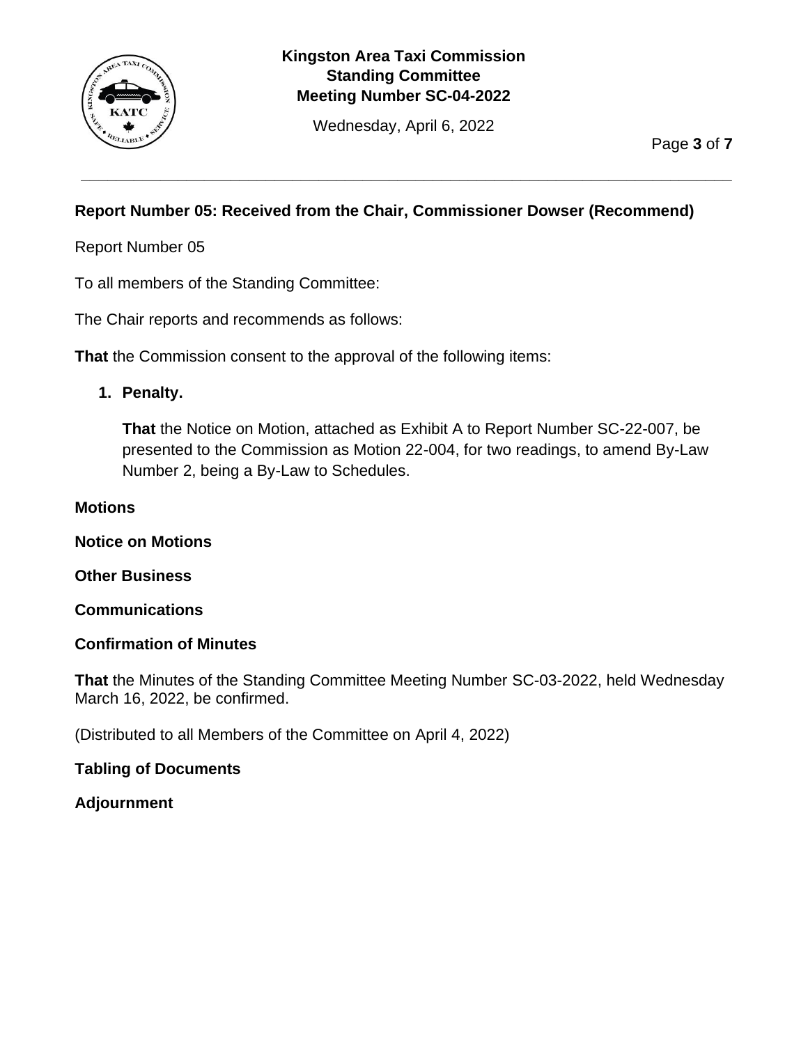**Report Number 05: Received from the Chair, Commissioner Dowser (Recommend)**

Report Number 05

To all members of the Standing Committee:

The Chair reports and recommends as follows:

**That** the Commission consent to the approval of the following items:

1. **Penalty.**

   **That** the Notice on Motion, attached as Exhibit A to Report Number SC-22-007, be presented to the Commission as Motion 22-004, for two readings, to amend By-Law Number 2, being a By-Law to Schedules.

**Motions**

**Notice on Motions**

**Other Business**

**Communications**

**Confirmation of Minutes**

**That** the Minutes of the Standing Committee Meeting Number SC-03-2022, held Wednesday March 16, 2022, be confirmed.

(Distributed to all Members of the Committee on April 4, 2022)

**Tabling of Documents**

**Adjournment**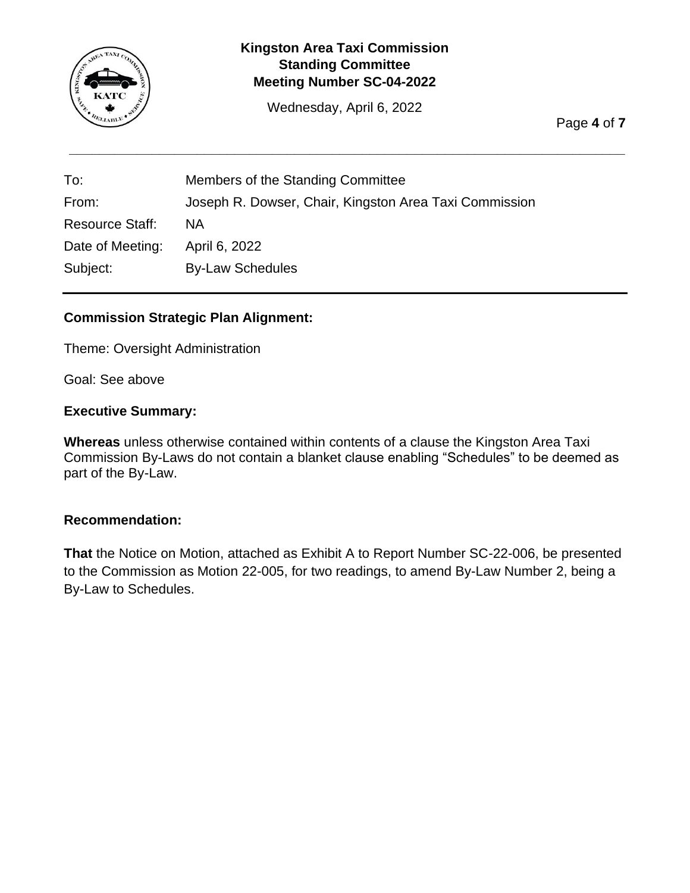| | |
|---|---|
| To: | Members of the Standing Committee |
| From: | Joseph R. Dowser, Chair, Kingston Area Taxi Commission |
| Resource Staff: | NA |
| Date of Meeting: | April 6, 2022 |
| Subject: | By-Law Schedules |

**Commission Strategic Plan Alignment:**

Theme: Oversight Administration

Goal: See above

**Executive Summary:**

**Whereas** unless otherwise contained within contents of a clause the Kingston Area Taxi Commission By-Laws do not contain a blanket clause enabling "Schedules" to be deemed as part of the By-Law.

**Recommendation:**

**That** the Notice on Motion, attached as Exhibit A to Report Number SC-22-006, be presented to the Commission as Motion 22-005, for two readings, to amend By-Law Number 2, being a By-Law to Schedules.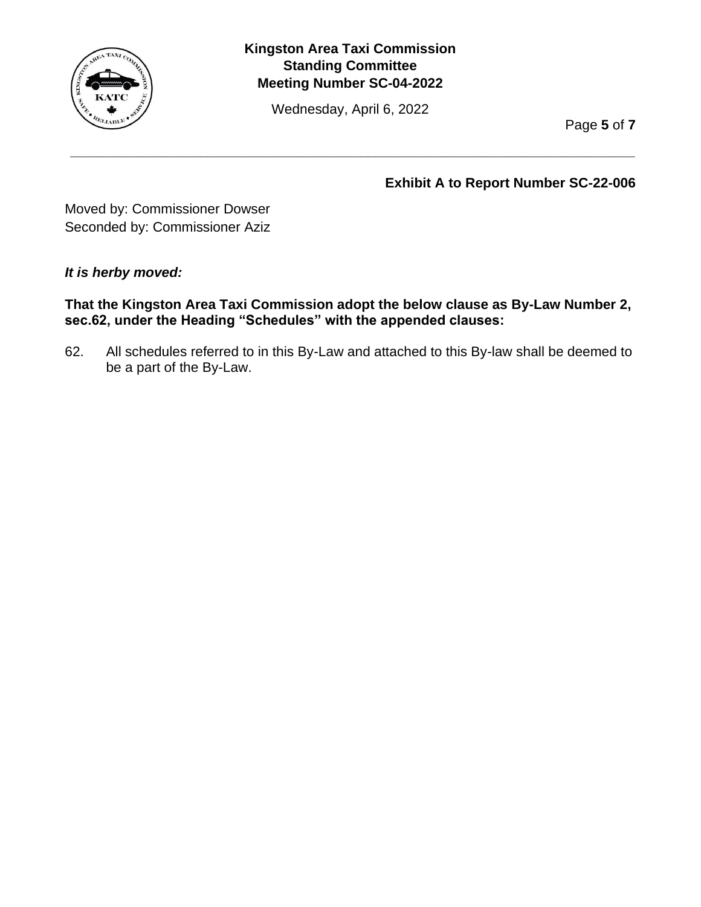**Exhibit A to Report Number SC-22-006**

Moved by: Commissioner Dowser
Seconded by: Commissioner Aziz

***It is herby moved:***

**That the Kingston Area Taxi Commission adopt the below clause as By-Law Number 2, sec.62, under the Heading "Schedules" with the appended clauses:**

62. All schedules referred to in this By-Law and attached to this By-law shall be deemed to be a part of the By-Law.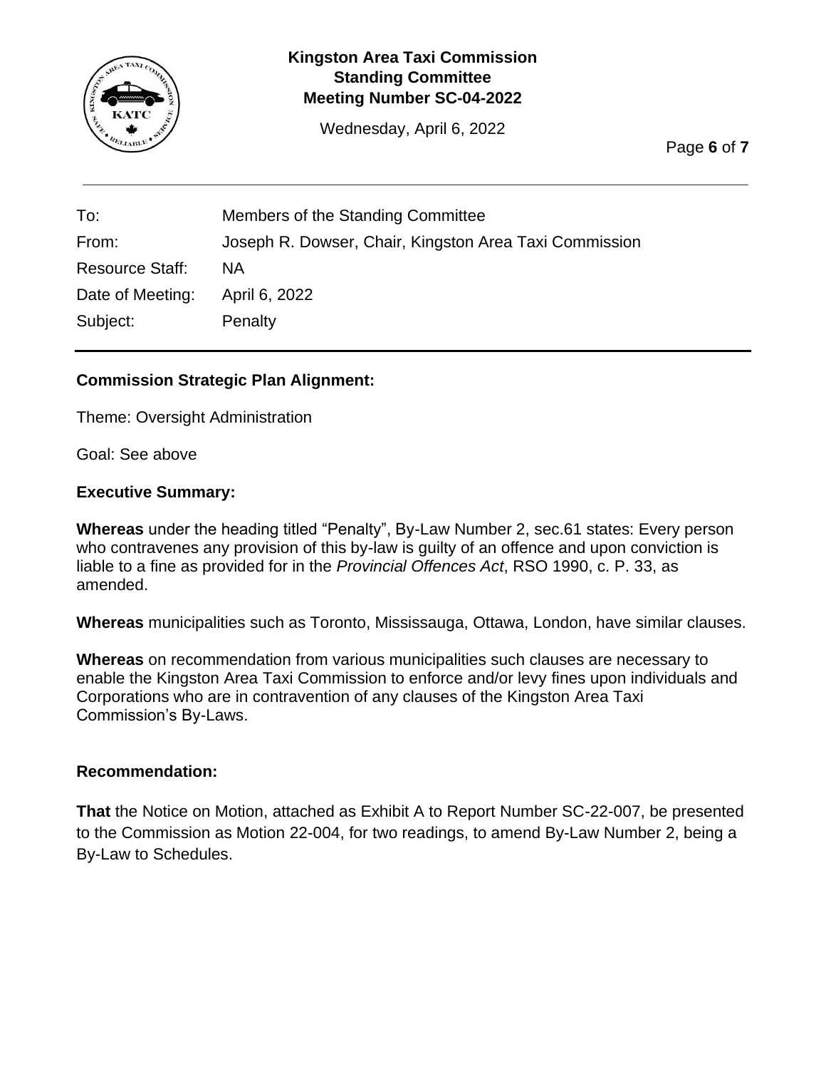| To: | Members of the Standing Committee |
| --- | --- |
| From: | Joseph R. Dowser, Chair, Kingston Area Taxi Commission |
| Resource Staff: | NA |
| Date of Meeting: | April 6, 2022 |
| Subject: | Penalty |

## Commission Strategic Plan Alignment:

Theme: Oversight Administration

Goal: See above

## Executive Summary:

**Whereas** under the heading titled "Penalty", By-Law Number 2, sec.61 states: Every person who contravenes any provision of this by-law is guilty of an offence and upon conviction is liable to a fine as provided for in the *Provincial Offences Act*, RSO 1990, c. P. 33, as amended.

**Whereas** municipalities such as Toronto, Mississauga, Ottawa, London, have similar clauses.

**Whereas** on recommendation from various municipalities such clauses are necessary to enable the Kingston Area Taxi Commission to enforce and/or levy fines upon individuals and Corporations who are in contravention of any clauses of the Kingston Area Taxi Commission's By-Laws.

## Recommendation:

**That** the Notice on Motion, attached as Exhibit A to Report Number SC-22-007, be presented to the Commission as Motion 22-004, for two readings, to amend By-Law Number 2, being a By-Law to Schedules.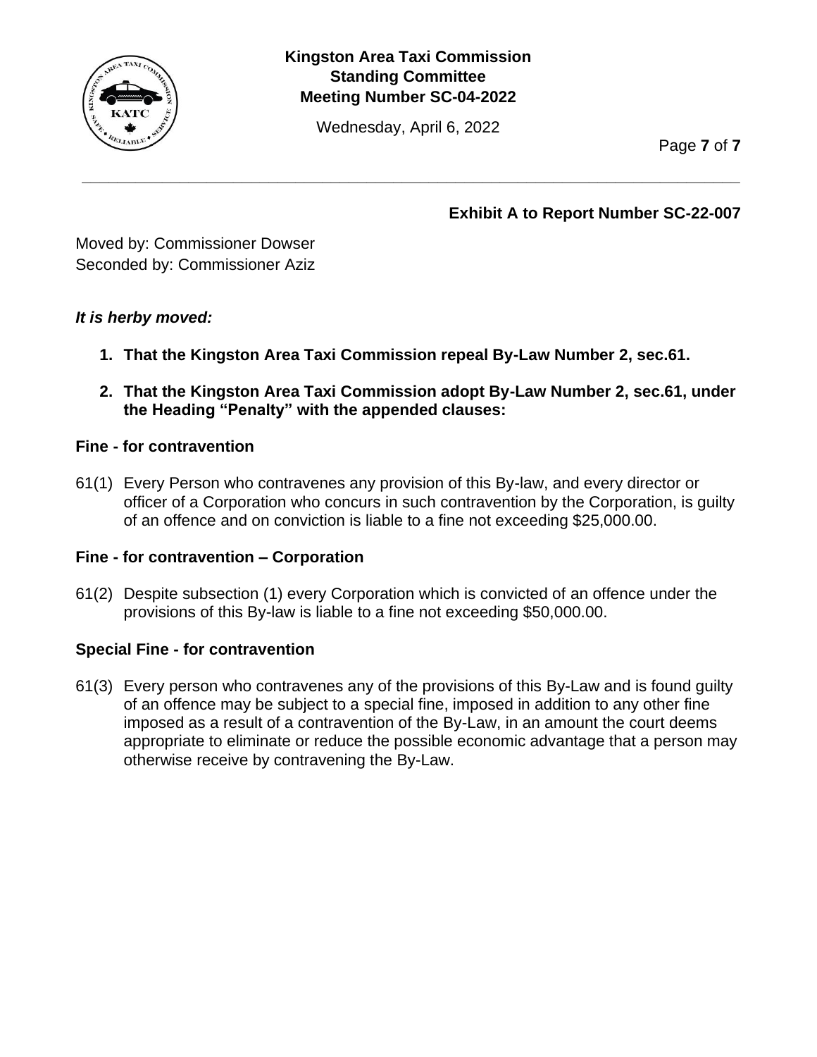**Exhibit A to Report Number SC-22-007**

Moved by: Commissioner Dowser
Seconded by: Commissioner Aziz

***It is herby moved:***

1. **That the Kingston Area Taxi Commission repeal By-Law Number 2, sec.61.**
2. **That the Kingston Area Taxi Commission adopt By-Law Number 2, sec.61, under the Heading "Penalty" with the appended clauses:**

### Fine - for contravention

61(1) Every Person who contravenes any provision of this By-law, and every director or officer of a Corporation who concurs in such contravention by the Corporation, is guilty of an offence and on conviction is liable to a fine not exceeding $25,000.00.

### Fine - for contravention – Corporation

61(2) Despite subsection (1) every Corporation which is convicted of an offence under the provisions of this By-law is liable to a fine not exceeding $50,000.00.

### Special Fine - for contravention

61(3) Every person who contravenes any of the provisions of this By-Law and is found guilty of an offence may be subject to a special fine, imposed in addition to any other fine imposed as a result of a contravention of the By-Law, in an amount the court deems appropriate to eliminate or reduce the possible economic advantage that a person may otherwise receive by contravening the By-Law.